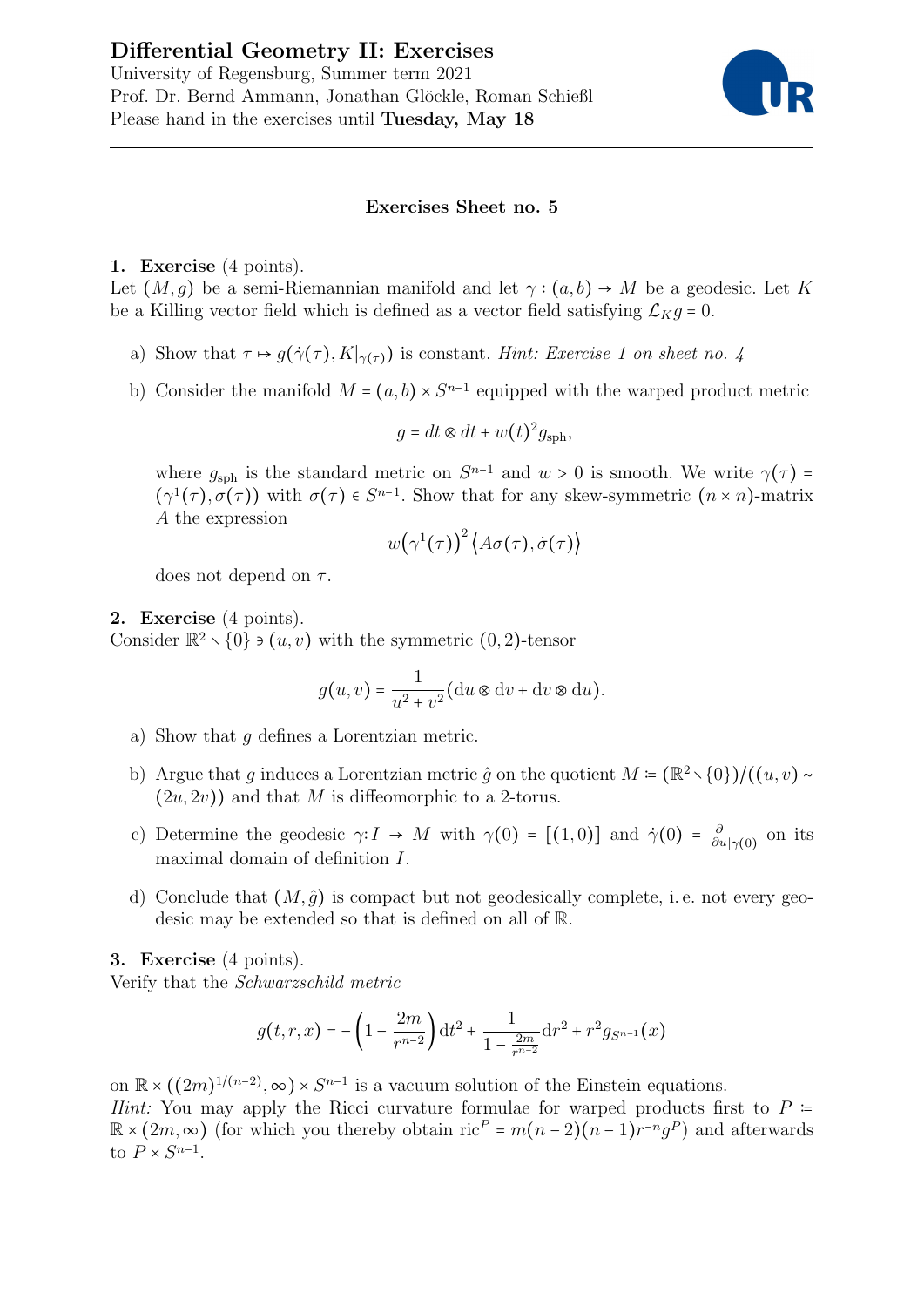# Differential Geometry II: Exercises

University of Regensburg, Summer term 2021
Prof. Dr. Bernd Ammann, Jonathan Glöckle, Roman Schießl
Please hand in the exercises until **Tuesday, May 18**

---

### Exercises Sheet no. 5

**1. Exercise** (4 points).
Let $(M, g)$ be a semi-Riemannian manifold and let $\gamma : (a, b) \to M$ be a geodesic. Let $K$ be a Killing vector field which is defined as a vector field satisfying $\mathcal{L}_K g = 0$.

a) Show that $\tau \mapsto g(\dot\gamma(\tau), K|_{\gamma(\tau)})$ is constant. *Hint: Exercise 1 on sheet no. 4*

b) Consider the manifold $M = (a, b) \times S^{n-1}$ equipped with the warped product metric

$$g = dt \otimes dt + w(t)^2 g_{\mathrm{sph}},$$

where $g_{\mathrm{sph}}$ is the standard metric on $S^{n-1}$ and $w > 0$ is smooth. We write $\gamma(\tau) = (\gamma^1(\tau), \sigma(\tau))$ with $\sigma(\tau) \in S^{n-1}$. Show that for any skew-symmetric $(n \times n)$-matrix $A$ the expression

$$w\big(\gamma^1(\tau)\big)^2 \big\langle A\sigma(\tau), \dot\sigma(\tau)\big\rangle$$

does not depend on $\tau$.

**2. Exercise** (4 points).
Consider $\mathbb{R}^2 \setminus \{0\} \ni (u, v)$ with the symmetric $(0, 2)$-tensor

$$g(u, v) = \frac{1}{u^2 + v^2}(\mathrm{d}u \otimes \mathrm{d}v + \mathrm{d}v \otimes \mathrm{d}u).$$

a) Show that $g$ defines a Lorentzian metric.

b) Argue that $g$ induces a Lorentzian metric $\hat g$ on the quotient $M := (\mathbb{R}^2 \setminus \{0\})/((u, v) \sim (2u, 2v))$ and that $M$ is diffeomorphic to a 2-torus.

c) Determine the geodesic $\gamma : I \to M$ with $\gamma(0) = [(1, 0)]$ and $\dot\gamma(0) = \frac{\partial}{\partial u}\big|_{\gamma(0)}$ on its maximal domain of definition $I$.

d) Conclude that $(M, \hat g)$ is compact but not geodesically complete, i. e. not every geodesic may be extended so that is defined on all of $\mathbb{R}$.

**3. Exercise** (4 points).
Verify that the *Schwarzschild metric*

$$g(t, r, x) = -\left(1 - \frac{2m}{r^{n-2}}\right)\mathrm{d}t^2 + \frac{1}{1 - \frac{2m}{r^{n-2}}}\mathrm{d}r^2 + r^2 g_{S^{n-1}}(x)$$

on $\mathbb{R} \times ((2m)^{1/(n-2)}, \infty) \times S^{n-1}$ is a vacuum solution of the Einstein equations.
*Hint:* You may apply the Ricci curvature formulae for warped products first to $P := \mathbb{R} \times (2m, \infty)$ (for which you thereby obtain $\mathrm{ric}^P = m(n-2)(n-1)r^{-n} g^P$) and afterwards to $P \times S^{n-1}$.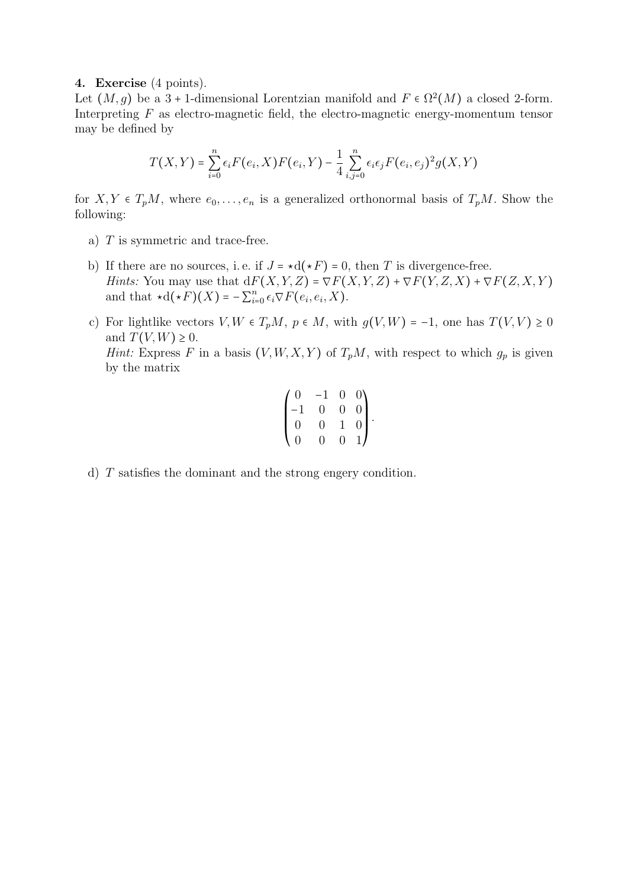**4. Exercise** (4 points).
Let $(M, g)$ be a $3+1$-dimensional Lorentzian manifold and $F \in \Omega^2(M)$ a closed 2-form. Interpreting $F$ as electro-magnetic field, the electro-magnetic energy-momentum tensor may be defined by

$$T(X,Y) = \sum_{i=0}^{n} \epsilon_i F(e_i, X) F(e_i, Y) - \frac{1}{4} \sum_{i,j=0}^{n} \epsilon_i \epsilon_j F(e_i, e_j)^2 g(X,Y)$$

for $X, Y \in T_pM$, where $e_0, \ldots, e_n$ is a generalized orthonormal basis of $T_pM$. Show the following:

a) $T$ is symmetric and trace-free.

b) If there are no sources, i. e. if $J = \star \mathrm{d}(\star F) = 0$, then $T$ is divergence-free.
*Hints:* You may use that $\mathrm{d}F(X,Y,Z) = \nabla F(X,Y,Z) + \nabla F(Y,Z,X) + \nabla F(Z,X,Y)$ and that $\star \mathrm{d}(\star F)(X) = -\sum_{i=0}^{n} \epsilon_i \nabla F(e_i, e_i, X)$.

c) For lightlike vectors $V, W \in T_pM$, $p \in M$, with $g(V,W) = -1$, one has $T(V,V) \geq 0$ and $T(V,W) \geq 0$.
*Hint:* Express $F$ in a basis $(V, W, X, Y)$ of $T_pM$, with respect to which $g_p$ is given by the matrix

$$\begin{pmatrix} 0 & -1 & 0 & 0 \\ -1 & 0 & 0 & 0 \\ 0 & 0 & 1 & 0 \\ 0 & 0 & 0 & 1 \end{pmatrix}.$$

d) $T$ satisfies the dominant and the strong engery condition.